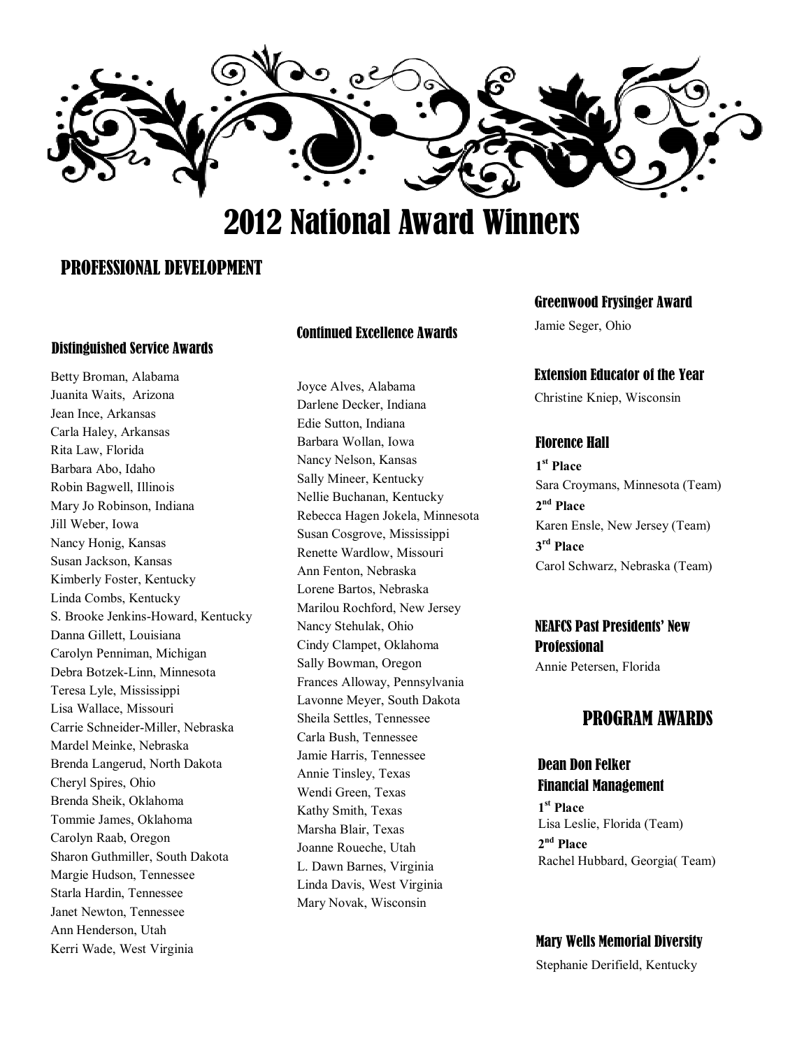# 2012 National Award Winners

## PROFESSIONAL DEVELOPMENT

### Distinguished Service Awards

Betty Broman, Alabama
Juanita Waits, Arizona
Jean Ince, Arkansas
Carla Haley, Arkansas
Rita Law, Florida
Barbara Abo, Idaho
Robin Bagwell, Illinois
Mary Jo Robinson, Indiana
Jill Weber, Iowa
Nancy Honig, Kansas
Susan Jackson, Kansas
Kimberly Foster, Kentucky
Linda Combs, Kentucky
S. Brooke Jenkins-Howard, Kentucky
Danna Gillett, Louisiana
Carolyn Penniman, Michigan
Debra Botzek-Linn, Minnesota
Teresa Lyle, Mississippi
Lisa Wallace, Missouri
Carrie Schneider-Miller, Nebraska
Mardel Meinke, Nebraska
Brenda Langerud, North Dakota
Cheryl Spires, Ohio
Brenda Sheik, Oklahoma
Tommie James, Oklahoma
Carolyn Raab, Oregon
Sharon Guthmiller, South Dakota
Margie Hudson, Tennessee
Starla Hardin, Tennessee
Janet Newton, Tennessee
Ann Henderson, Utah
Kerri Wade, West Virginia

### Continued Excellence Awards

Joyce Alves, Alabama
Darlene Decker, Indiana
Edie Sutton, Indiana
Barbara Wollan, Iowa
Nancy Nelson, Kansas
Sally Mineer, Kentucky
Nellie Buchanan, Kentucky
Rebecca Hagen Jokela, Minnesota
Susan Cosgrove, Mississippi
Renette Wardlow, Missouri
Ann Fenton, Nebraska
Lorene Bartos, Nebraska
Marilou Rochford, New Jersey
Nancy Stehulak, Ohio
Cindy Clampet, Oklahoma
Sally Bowman, Oregon
Frances Alloway, Pennsylvania
Lavonne Meyer, South Dakota
Sheila Settles, Tennessee
Carla Bush, Tennessee
Jamie Harris, Tennessee
Annie Tinsley, Texas
Wendi Green, Texas
Kathy Smith, Texas
Marsha Blair, Texas
Joanne Roueche, Utah
L. Dawn Barnes, Virginia
Linda Davis, West Virginia
Mary Novak, Wisconsin

### Greenwood Frysinger Award

Jamie Seger, Ohio

### Extension Educator of the Year

Christine Kniep, Wisconsin

### Florence Hall

**1st Place**
Sara Croymans, Minnesota (Team)
**2nd Place**
Karen Ensle, New Jersey (Team)
**3rd Place**
Carol Schwarz, Nebraska (Team)

### NEAFCS Past Presidents' New Professional

Annie Petersen, Florida

## PROGRAM AWARDS

### Dean Don Felker Financial Management

**1st Place**
Lisa Leslie, Florida (Team)
**2nd Place**
Rachel Hubbard, Georgia( Team)

### Mary Wells Memorial Diversity

Stephanie Derifield, Kentucky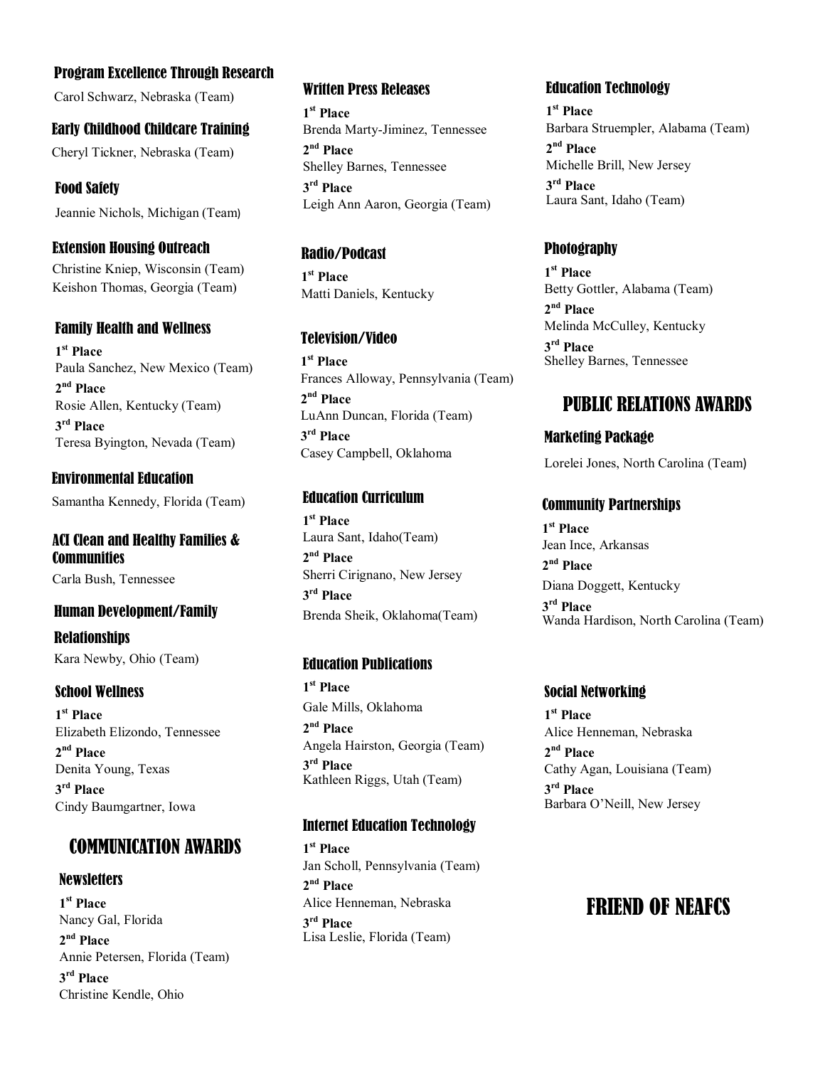### Program Excellence Through Research

Carol Schwarz, Nebraska (Team)

### Early Childhood Childcare Training

Cheryl Tickner, Nebraska (Team)

### Food Safety

Jeannie Nichols, Michigan (Team)

### Extension Housing Outreach

Christine Kniep, Wisconsin (Team)
Keishon Thomas, Georgia (Team)

### Family Health and Wellness

**1st Place**
Paula Sanchez, New Mexico (Team)
**2nd Place**
Rosie Allen, Kentucky (Team)
**3rd Place**
Teresa Byington, Nevada (Team)

### Environmental Education

Samantha Kennedy, Florida (Team)

### ACI Clean and Healthy Families & Communities

Carla Bush, Tennessee

### Human Development/Family Relationships

Kara Newby, Ohio (Team)

### School Wellness

**1st Place**
Elizabeth Elizondo, Tennessee
**2nd Place**
Denita Young, Texas
**3rd Place**
Cindy Baumgartner, Iowa

## COMMUNICATION AWARDS

### Newsletters

**1st Place**
Nancy Gal, Florida
**2nd Place**
Annie Petersen, Florida (Team)
**3rd Place**
Christine Kendle, Ohio

### Written Press Releases

**1st Place**
Brenda Marty-Jiminez, Tennessee
**2nd Place**
Shelley Barnes, Tennessee
**3rd Place**
Leigh Ann Aaron, Georgia (Team)

### Radio/Podcast

**1st Place**
Matti Daniels, Kentucky

### Television/Video

**1st Place**
Frances Alloway, Pennsylvania (Team)
**2nd Place**
LuAnn Duncan, Florida (Team)
**3rd Place**
Casey Campbell, Oklahoma

### Education Curriculum

**1st Place**
Laura Sant, Idaho(Team)
**2nd Place**
Sherri Cirignano, New Jersey
**3rd Place**
Brenda Sheik, Oklahoma(Team)

### Education Publications

**1st Place**
Gale Mills, Oklahoma
**2nd Place**
Angela Hairston, Georgia (Team)
**3rd Place**
Kathleen Riggs, Utah (Team)

### Internet Education Technology

**1st Place**
Jan Scholl, Pennsylvania (Team)
**2nd Place**
Alice Henneman, Nebraska
**3rd Place**
Lisa Leslie, Florida (Team)

### Education Technology

**1st Place**
Barbara Struempler, Alabama (Team)
**2nd Place**
Michelle Brill, New Jersey
**3rd Place**
Laura Sant, Idaho (Team)

### Photography

**1st Place**
Betty Gottler, Alabama (Team)
**2nd Place**
Melinda McCulley, Kentucky
**3rd Place**
Shelley Barnes, Tennessee

## PUBLIC RELATIONS AWARDS

### Marketing Package

Lorelei Jones, North Carolina (Team)

### Community Partnerships

**1st Place**
Jean Ince, Arkansas
**2nd Place**
Diana Doggett, Kentucky
**3rd Place**
Wanda Hardison, North Carolina (Team)

### Social Networking

**1st Place**
Alice Henneman, Nebraska
**2nd Place**
Cathy Agan, Louisiana (Team)
**3rd Place**
Barbara O'Neill, New Jersey

## FRIEND OF NEAFCS